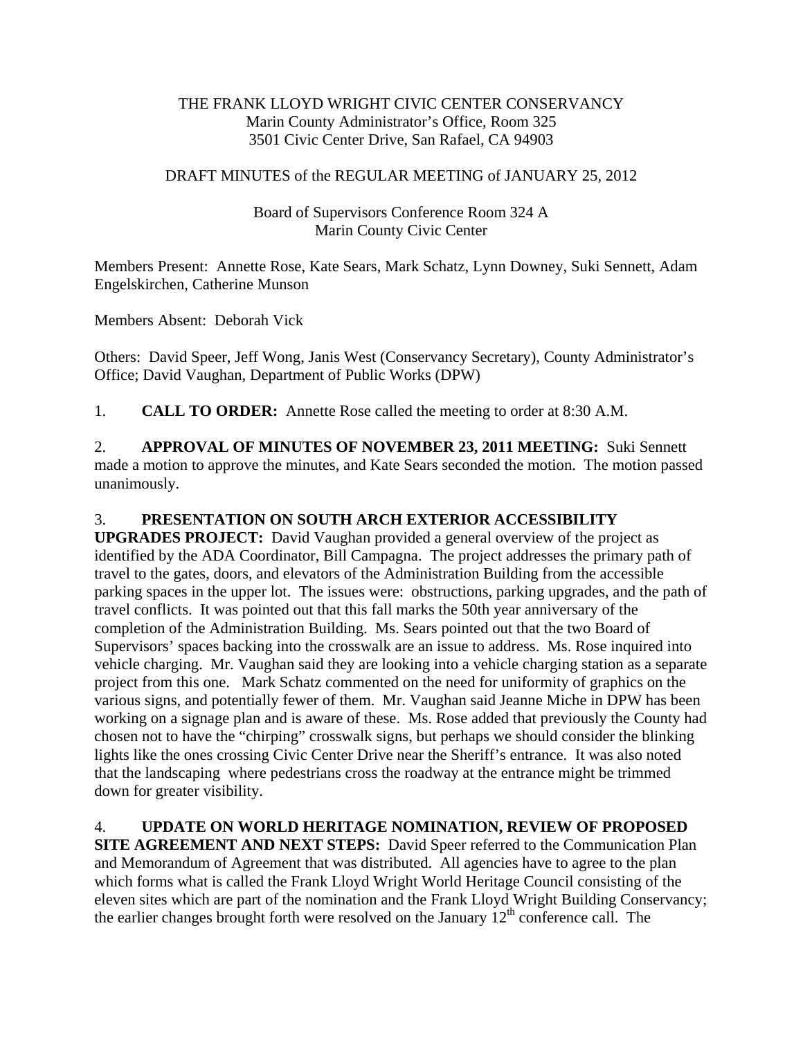THE FRANK LLOYD WRIGHT CIVIC CENTER CONSERVANCY
Marin County Administrator's Office, Room 325
3501 Civic Center Drive, San Rafael, CA 94903

DRAFT MINUTES of the REGULAR MEETING of JANUARY 25, 2012

Board of Supervisors Conference Room 324 A
Marin County Civic Center

Members Present: Annette Rose, Kate Sears, Mark Schatz, Lynn Downey, Suki Sennett, Adam Engelskirchen, Catherine Munson

Members Absent: Deborah Vick

Others: David Speer, Jeff Wong, Janis West (Conservancy Secretary), County Administrator's Office; David Vaughan, Department of Public Works (DPW)

1. **CALL TO ORDER:** Annette Rose called the meeting to order at 8:30 A.M.

2. **APPROVAL OF MINUTES OF NOVEMBER 23, 2011 MEETING:** Suki Sennett made a motion to approve the minutes, and Kate Sears seconded the motion. The motion passed unanimously.

3. **PRESENTATION ON SOUTH ARCH EXTERIOR ACCESSIBILITY UPGRADES PROJECT:** David Vaughan provided a general overview of the project as identified by the ADA Coordinator, Bill Campagna. The project addresses the primary path of travel to the gates, doors, and elevators of the Administration Building from the accessible parking spaces in the upper lot. The issues were: obstructions, parking upgrades, and the path of travel conflicts. It was pointed out that this fall marks the 50th year anniversary of the completion of the Administration Building. Ms. Sears pointed out that the two Board of Supervisors' spaces backing into the crosswalk are an issue to address. Ms. Rose inquired into vehicle charging. Mr. Vaughan said they are looking into a vehicle charging station as a separate project from this one. Mark Schatz commented on the need for uniformity of graphics on the various signs, and potentially fewer of them. Mr. Vaughan said Jeanne Miche in DPW has been working on a signage plan and is aware of these. Ms. Rose added that previously the County had chosen not to have the "chirping" crosswalk signs, but perhaps we should consider the blinking lights like the ones crossing Civic Center Drive near the Sheriff's entrance. It was also noted that the landscaping where pedestrians cross the roadway at the entrance might be trimmed down for greater visibility.

4. **UPDATE ON WORLD HERITAGE NOMINATION, REVIEW OF PROPOSED SITE AGREEMENT AND NEXT STEPS:** David Speer referred to the Communication Plan and Memorandum of Agreement that was distributed. All agencies have to agree to the plan which forms what is called the Frank Lloyd Wright World Heritage Council consisting of the eleven sites which are part of the nomination and the Frank Lloyd Wright Building Conservancy; the earlier changes brought forth were resolved on the January 12th conference call. The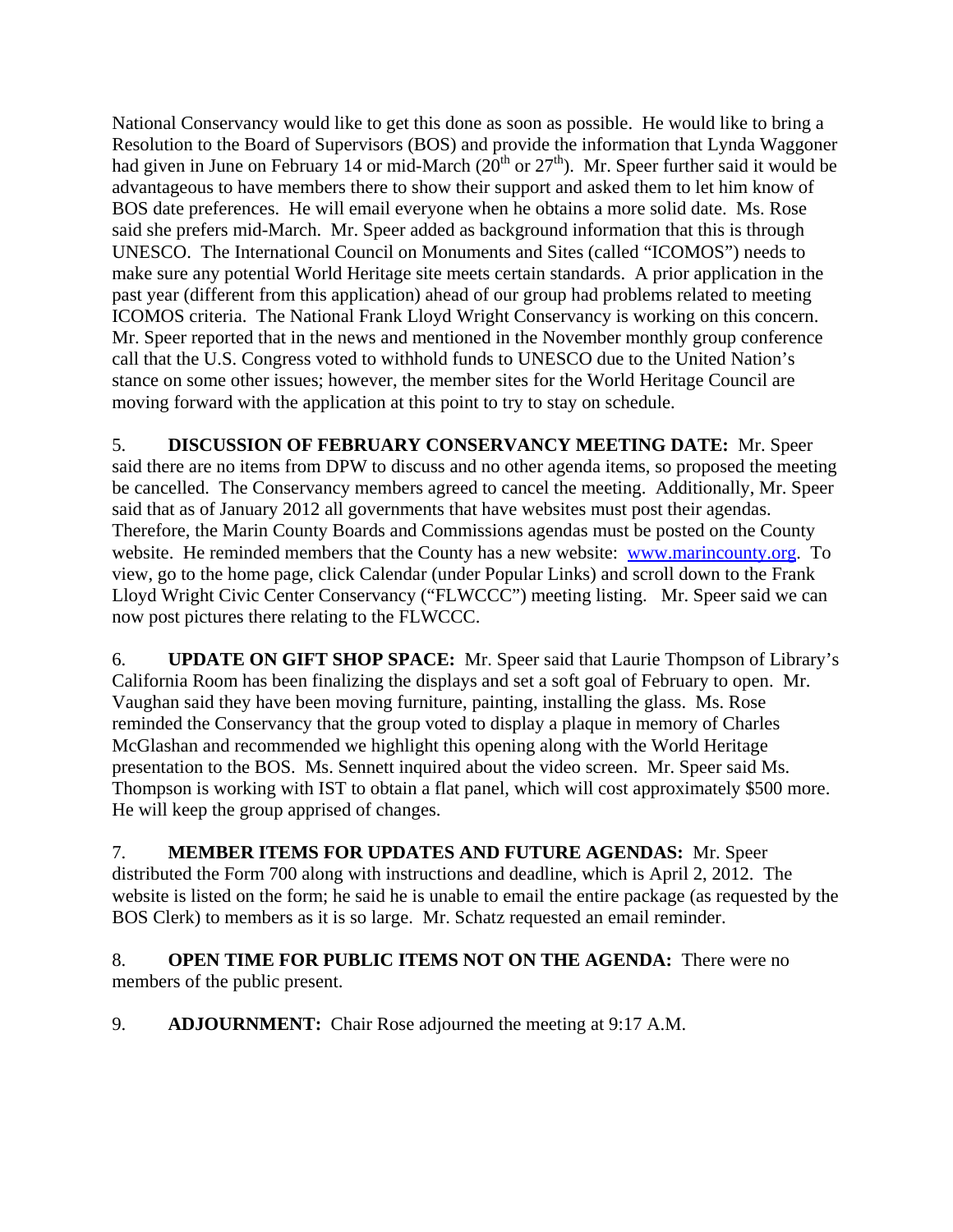National Conservancy would like to get this done as soon as possible. He would like to bring a Resolution to the Board of Supervisors (BOS) and provide the information that Lynda Waggoner had given in June on February 14 or mid-March (20th or 27th). Mr. Speer further said it would be advantageous to have members there to show their support and asked them to let him know of BOS date preferences. He will email everyone when he obtains a more solid date. Ms. Rose said she prefers mid-March. Mr. Speer added as background information that this is through UNESCO. The International Council on Monuments and Sites (called "ICOMOS") needs to make sure any potential World Heritage site meets certain standards. A prior application in the past year (different from this application) ahead of our group had problems related to meeting ICOMOS criteria. The National Frank Lloyd Wright Conservancy is working on this concern. Mr. Speer reported that in the news and mentioned in the November monthly group conference call that the U.S. Congress voted to withhold funds to UNESCO due to the United Nation's stance on some other issues; however, the member sites for the World Heritage Council are moving forward with the application at this point to try to stay on schedule.

5. **DISCUSSION OF FEBRUARY CONSERVANCY MEETING DATE:** Mr. Speer said there are no items from DPW to discuss and no other agenda items, so proposed the meeting be cancelled. The Conservancy members agreed to cancel the meeting. Additionally, Mr. Speer said that as of January 2012 all governments that have websites must post their agendas. Therefore, the Marin County Boards and Commissions agendas must be posted on the County website. He reminded members that the County has a new website: www.marincounty.org. To view, go to the home page, click Calendar (under Popular Links) and scroll down to the Frank Lloyd Wright Civic Center Conservancy ("FLWCCC") meeting listing. Mr. Speer said we can now post pictures there relating to the FLWCCC.

6. **UPDATE ON GIFT SHOP SPACE:** Mr. Speer said that Laurie Thompson of Library's California Room has been finalizing the displays and set a soft goal of February to open. Mr. Vaughan said they have been moving furniture, painting, installing the glass. Ms. Rose reminded the Conservancy that the group voted to display a plaque in memory of Charles McGlashan and recommended we highlight this opening along with the World Heritage presentation to the BOS. Ms. Sennett inquired about the video screen. Mr. Speer said Ms. Thompson is working with IST to obtain a flat panel, which will cost approximately $500 more. He will keep the group apprised of changes.

7. **MEMBER ITEMS FOR UPDATES AND FUTURE AGENDAS:** Mr. Speer distributed the Form 700 along with instructions and deadline, which is April 2, 2012. The website is listed on the form; he said he is unable to email the entire package (as requested by the BOS Clerk) to members as it is so large. Mr. Schatz requested an email reminder.

8. **OPEN TIME FOR PUBLIC ITEMS NOT ON THE AGENDA:** There were no members of the public present.

9. **ADJOURNMENT:** Chair Rose adjourned the meeting at 9:17 A.M.